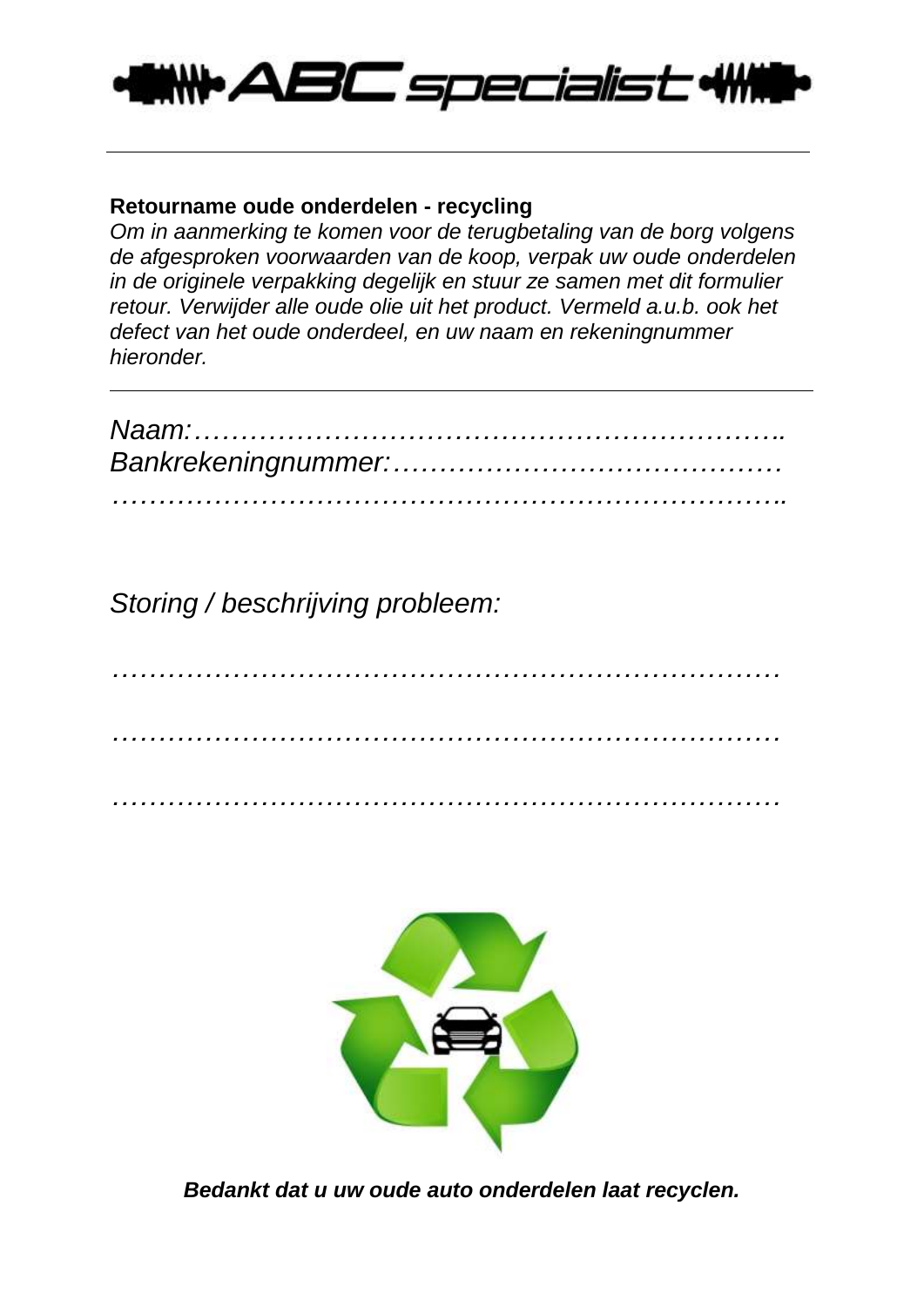# ABC specialist

**Retourname oude onderdelen - recycling**

*Om in aanmerking te komen voor de terugbetaling van de borg volgens de afgesproken voorwaarden van de koop, verpak uw oude onderdelen in de originele verpakking degelijk en stuur ze samen met dit formulier retour. Verwijder alle oude olie uit het product. Vermeld a.u.b. ook het defect van het oude onderdeel, en uw naam en rekeningnummer hieronder.*

---

*Naam:………………………………………………………..*

*Bankrekeningnummer:……………………………………*

*……………………………………………………………..*

*Storing / beschrijving probleem:*

*………………………………………………………………*

*………………………………………………………………*

*………………………………………………………………*

***Bedankt dat u uw oude auto onderdelen laat recyclen.***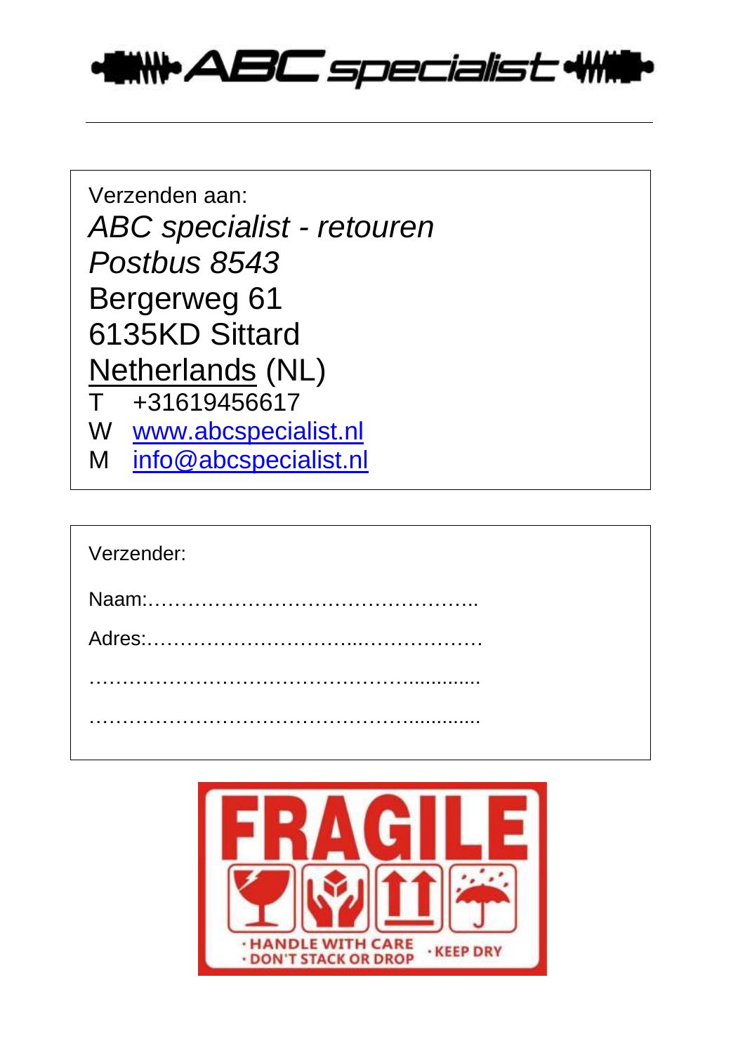# ABC specialist

Verzenden aan:

*ABC specialist - retouren*
*Postbus 8543*
Bergerweg 61
6135KD Sittard
Netherlands (NL)

T +31619456617
W www.abcspecialist.nl
M info@abcspecialist.nl

Verzender:

Naam:…………………………………………..

Adres:…………………………...………………

……………………………………….............

……………………………………….............

FRAGILE

- HANDLE WITH CARE
- DON'T STACK OR DROP
- KEEP DRY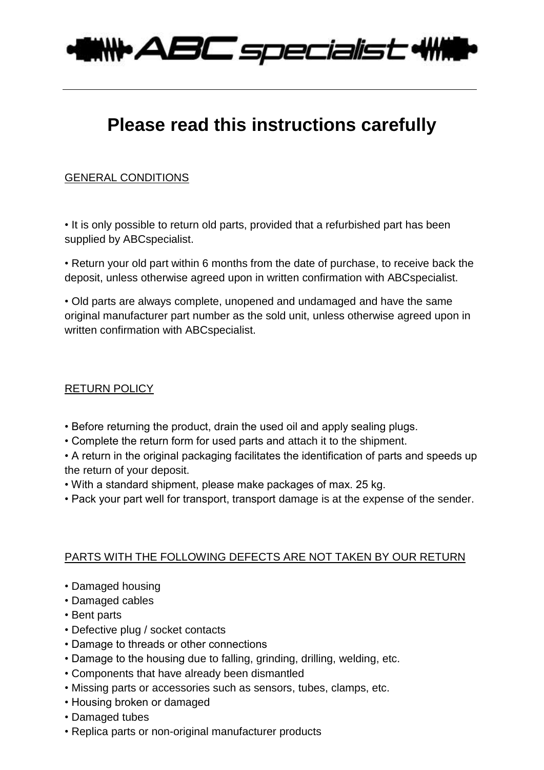ABC specialist

# Please read this instructions carefully

GENERAL CONDITIONS

- It is only possible to return old parts, provided that a refurbished part has been supplied by ABCspecialist.
- Return your old part within 6 months from the date of purchase, to receive back the deposit, unless otherwise agreed upon in written confirmation with ABCspecialist.
- Old parts are always complete, unopened and undamaged and have the same original manufacturer part number as the sold unit, unless otherwise agreed upon in written confirmation with ABCspecialist.

RETURN POLICY

- Before returning the product, drain the used oil and apply sealing plugs.
- Complete the return form for used parts and attach it to the shipment.
- A return in the original packaging facilitates the identification of parts and speeds up the return of your deposit.
- With a standard shipment, please make packages of max. 25 kg.
- Pack your part well for transport, transport damage is at the expense of the sender.

PARTS WITH THE FOLLOWING DEFECTS ARE NOT TAKEN BY OUR RETURN

- Damaged housing
- Damaged cables
- Bent parts
- Defective plug / socket contacts
- Damage to threads or other connections
- Damage to the housing due to falling, grinding, drilling, welding, etc.
- Components that have already been dismantled
- Missing parts or accessories such as sensors, tubes, clamps, etc.
- Housing broken or damaged
- Damaged tubes
- Replica parts or non-original manufacturer products